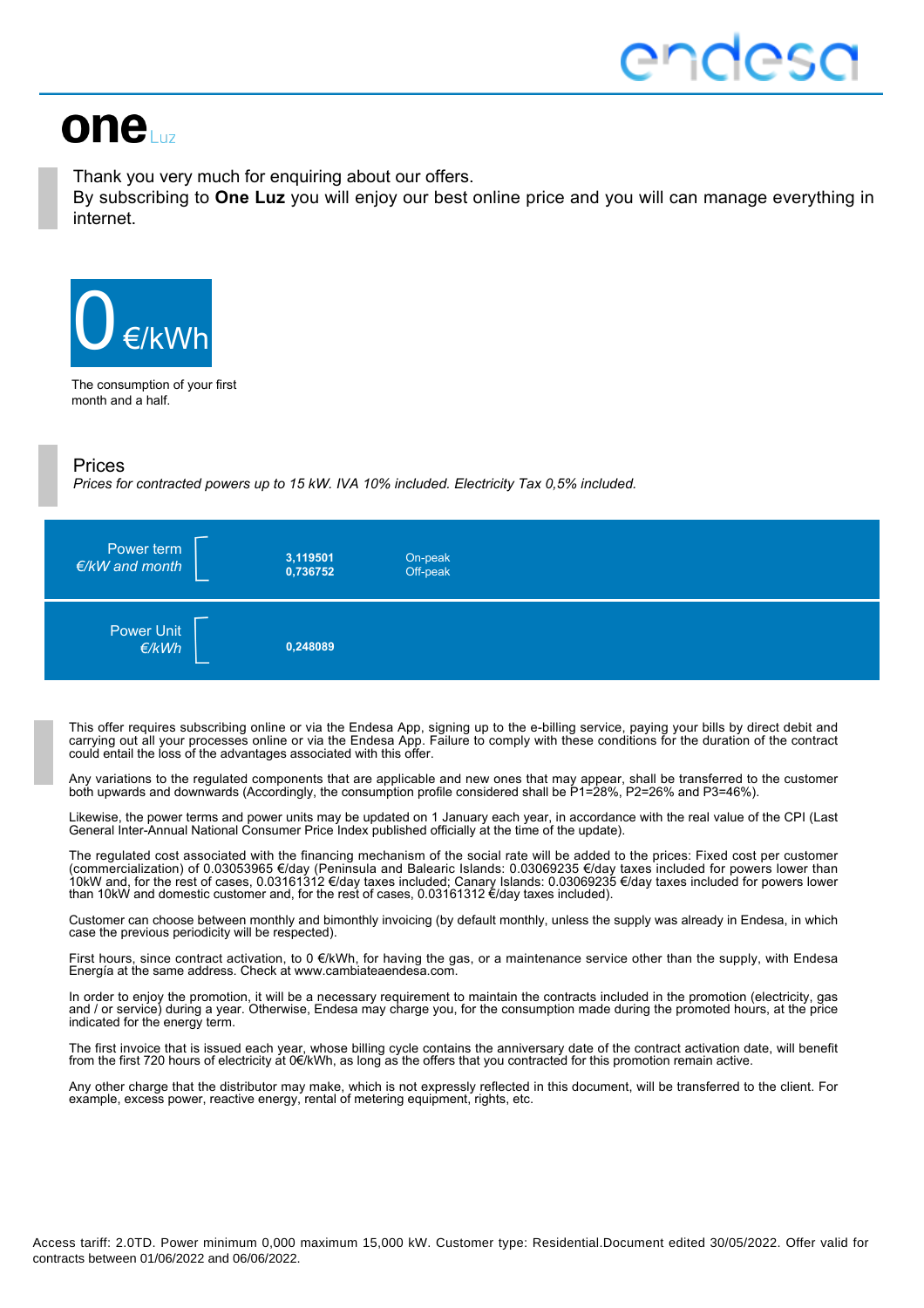# one Luz

Thank you very much for enquiring about our offers.
By subscribing to **One Luz** you will enjoy our best online price and you will can manage everything in internet.

**0 €/kWh**

The consumption of your first month and a half.

## Prices

*Prices for contracted powers up to 15 kW. IVA 10% included. Electricity Tax 0,5% included.*

| | | |
|---|---|---|
| Power term *€/kW and month* | **3,119501**<br>**0,736752** | On-peak<br>Off-peak |
| Power Unit *€/kWh* | **0,248089** | |

This offer requires subscribing online or via the Endesa App, signing up to the e-billing service, paying your bills by direct debit and carrying out all your processes online or via the Endesa App. Failure to comply with these conditions for the duration of the contract could entail the loss of the advantages associated with this offer.

Any variations to the regulated components that are applicable and new ones that may appear, shall be transferred to the customer both upwards and downwards (Accordingly, the consumption profile considered shall be P1=28%, P2=26% and P3=46%).

Likewise, the power terms and power units may be updated on 1 January each year, in accordance with the real value of the CPI (Last General Inter-Annual National Consumer Price Index published officially at the time of the update).

The regulated cost associated with the financing mechanism of the social rate will be added to the prices: Fixed cost per customer (commercialization) of 0.03053965 €/day (Peninsula and Balearic Islands: 0.03069235 €/day taxes included for powers lower than 10kW and, for the rest of cases, 0.03161312 €/day taxes included; Canary Islands: 0.03069235 €/day taxes included for powers lower than 10kW and domestic customer and, for the rest of cases, 0.03161312 €/day taxes included).

Customer can choose between monthly and bimonthly invoicing (by default monthly, unless the supply was already in Endesa, in which case the previous periodicity will be respected).

First hours, since contract activation, to 0 €/kWh, for having the gas, or a maintenance service other than the supply, with Endesa Energía at the same address. Check at www.cambiateaendesa.com.

In order to enjoy the promotion, it will be a necessary requirement to maintain the contracts included in the promotion (electricity, gas and / or service) during a year. Otherwise, Endesa may charge you, for the consumption made during the promoted hours, at the price indicated for the energy term.

The first invoice that is issued each year, whose billing cycle contains the anniversary date of the contract activation date, will benefit from the first 720 hours of electricity at 0€/kWh, as long as the offers that you contracted for this promotion remain active.

Any other charge that the distributor may make, which is not expressly reflected in this document, will be transferred to the client. For example, excess power, reactive energy, rental of metering equipment, rights, etc.

Access tariff: 2.0TD. Power minimum 0,000 maximum 15,000 kW. Customer type: Residential.Document edited 30/05/2022. Offer valid for contracts between 01/06/2022 and 06/06/2022.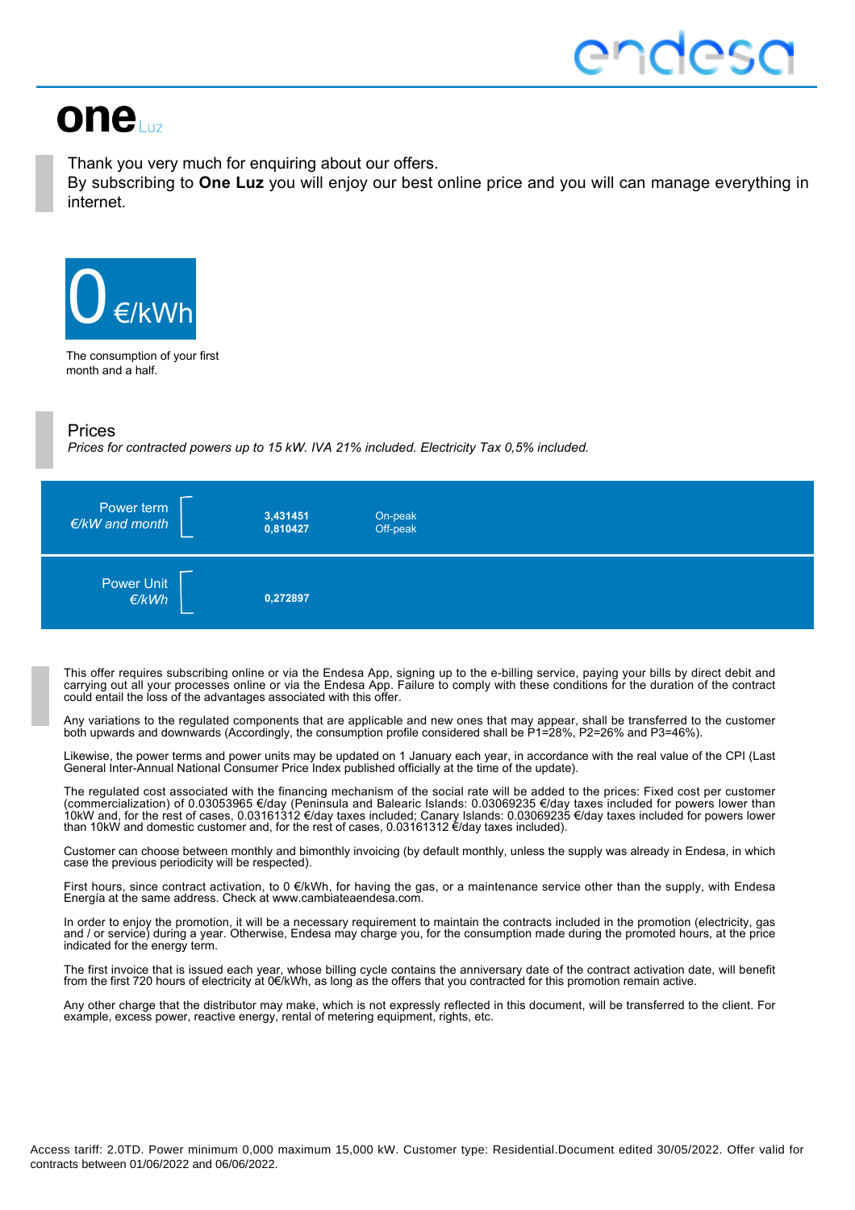endesa

# one Luz

Thank you very much for enquiring about our offers.
By subscribing to **One Luz** you will enjoy our best online price and you will can manage everything in internet.

**0 €/kWh**

The consumption of your first month and a half.

## Prices

*Prices for contracted powers up to 15 kW. IVA 21% included. Electricity Tax 0,5% included.*

| | | |
|---|---|---|
| Power term *€/kW and month* | **3,431451** | On-peak |
| | **0,810427** | Off-peak |
| Power Unit *€/kWh* | **0,272897** | |

This offer requires subscribing online or via the Endesa App, signing up to the e-billing service, paying your bills by direct debit and carrying out all your processes online or via the Endesa App. Failure to comply with these conditions for the duration of the contract could entail the loss of the advantages associated with this offer.

Any variations to the regulated components that are applicable and new ones that may appear, shall be transferred to the customer both upwards and downwards (Accordingly, the consumption profile considered shall be P1=28%, P2=26% and P3=46%).

Likewise, the power terms and power units may be updated on 1 January each year, in accordance with the real value of the CPI (Last General Inter-Annual National Consumer Price Index published officially at the time of the update).

The regulated cost associated with the financing mechanism of the social rate will be added to the prices: Fixed cost per customer (commercialization) of 0.03053965 €/day (Peninsula and Balearic Islands: 0.03069235 €/day taxes included for powers lower than 10kW and, for the rest of cases, 0.03161312 €/day taxes included; Canary Islands: 0.03069235 €/day taxes included for powers lower than 10kW and domestic customer and, for the rest of cases, 0.03161312 €/day taxes included).

Customer can choose between monthly and bimonthly invoicing (by default monthly, unless the supply was already in Endesa, in which case the previous periodicity will be respected).

First hours, since contract activation, to 0 €/kWh, for having the gas, or a maintenance service other than the supply, with Endesa Energía at the same address. Check at www.cambiateaendesa.com.

In order to enjoy the promotion, it will be a necessary requirement to maintain the contracts included in the promotion (electricity, gas and / or service) during a year. Otherwise, Endesa may charge you, for the consumption made during the promoted hours, at the price indicated for the energy term.

The first invoice that is issued each year, whose billing cycle contains the anniversary date of the contract activation date, will benefit from the first 720 hours of electricity at 0€/kWh, as long as the offers that you contracted for this promotion remain active.

Any other charge that the distributor may make, which is not expressly reflected in this document, will be transferred to the client. For example, excess power, reactive energy, rental of metering equipment, rights, etc.

Access tariff: 2.0TD. Power minimum 0,000 maximum 15,000 kW. Customer type: Residential.Document edited 30/05/2022. Offer valid for contracts between 01/06/2022 and 06/06/2022.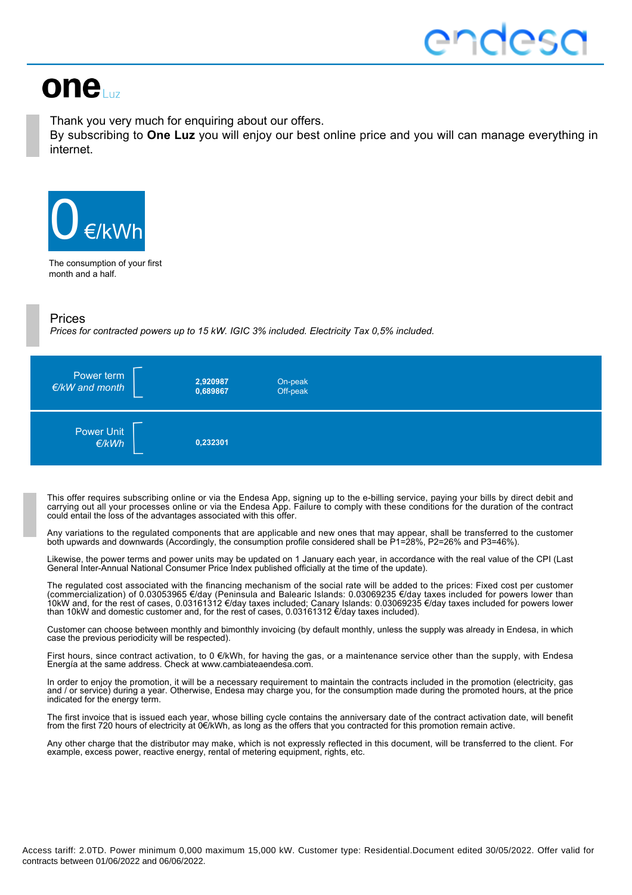# one Luz

Thank you very much for enquiring about our offers.
By subscribing to **One Luz** you will enjoy our best online price and you will can manage everything in internet.

**0 €/kWh**

The consumption of your first month and a half.

## Prices

*Prices for contracted powers up to 15 kW. IGIC 3% included. Electricity Tax 0,5% included.*

| | | |
|---|---|---|
| Power term *€/kW and month* | **2,920987** | On-peak |
| | **0,689867** | Off-peak |
| Power Unit *€/kWh* | **0,232301** | |

This offer requires subscribing online or via the Endesa App, signing up to the e-billing service, paying your bills by direct debit and carrying out all your processes online or via the Endesa App. Failure to comply with these conditions for the duration of the contract could entail the loss of the advantages associated with this offer.

Any variations to the regulated components that are applicable and new ones that may appear, shall be transferred to the customer both upwards and downwards (Accordingly, the consumption profile considered shall be P1=28%, P2=26% and P3=46%).

Likewise, the power terms and power units may be updated on 1 January each year, in accordance with the real value of the CPI (Last General Inter-Annual National Consumer Price Index published officially at the time of the update).

The regulated cost associated with the financing mechanism of the social rate will be added to the prices: Fixed cost per customer (commercialization) of 0.03053965 €/day (Peninsula and Balearic Islands: 0.03069235 €/day taxes included for powers lower than 10kW and, for the rest of cases, 0.03161312 €/day taxes included; Canary Islands: 0.03069235 €/day taxes included for powers lower than 10kW and domestic customer and, for the rest of cases, 0.03161312 €/day taxes included).

Customer can choose between monthly and bimonthly invoicing (by default monthly, unless the supply was already in Endesa, in which case the previous periodicity will be respected).

First hours, since contract activation, to 0 €/kWh, for having the gas, or a maintenance service other than the supply, with Endesa Energía at the same address. Check at www.cambiateaendesa.com.

In order to enjoy the promotion, it will be a necessary requirement to maintain the contracts included in the promotion (electricity, gas and / or service) during a year. Otherwise, Endesa may charge you, for the consumption made during the promoted hours, at the price indicated for the energy term.

The first invoice that is issued each year, whose billing cycle contains the anniversary date of the contract activation date, will benefit from the first 720 hours of electricity at 0€/kWh, as long as the offers that you contracted for this promotion remain active.

Any other charge that the distributor may make, which is not expressly reflected in this document, will be transferred to the client. For example, excess power, reactive energy, rental of metering equipment, rights, etc.

Access tariff: 2.0TD. Power minimum 0,000 maximum 15,000 kW. Customer type: Residential.Document edited 30/05/2022. Offer valid for contracts between 01/06/2022 and 06/06/2022.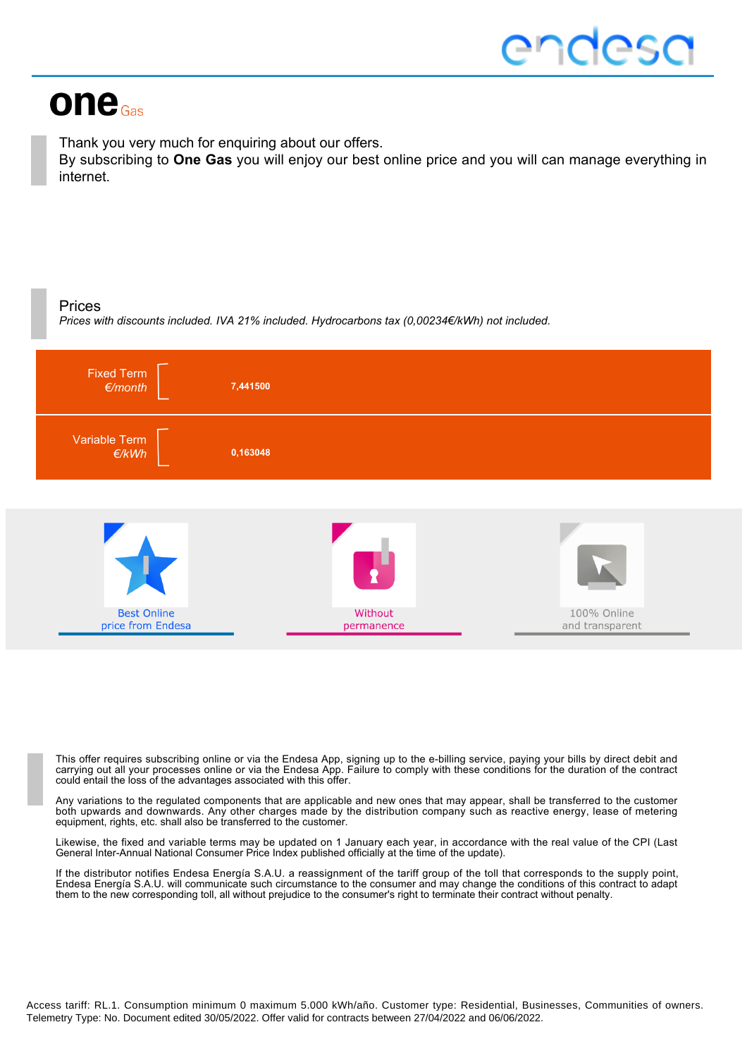# one Gas

Thank you very much for enquiring about our offers.
By subscribing to **One Gas** you will enjoy our best online price and you will can manage everything in internet.

## Prices

*Prices with discounts included. IVA 21% included. Hydrocarbons tax (0,00234€/kWh) not included.*

| | |
|---|---|
| Fixed Term *€/month* | **7,441500** |
| Variable Term *€/kWh* | **0,163048** |

Best Online price from Endesa

Without permanence

100% Online and transparent

This offer requires subscribing online or via the Endesa App, signing up to the e-billing service, paying your bills by direct debit and carrying out all your processes online or via the Endesa App. Failure to comply with these conditions for the duration of the contract could entail the loss of the advantages associated with this offer.

Any variations to the regulated components that are applicable and new ones that may appear, shall be transferred to the customer both upwards and downwards. Any other charges made by the distribution company such as reactive energy, lease of metering equipment, rights, etc. shall also be transferred to the customer.

Likewise, the fixed and variable terms may be updated on 1 January each year, in accordance with the real value of the CPI (Last General Inter-Annual National Consumer Price Index published officially at the time of the update).

If the distributor notifies Endesa Energía S.A.U. a reassignment of the tariff group of the toll that corresponds to the supply point, Endesa Energía S.A.U. will communicate such circumstance to the consumer and may change the conditions of this contract to adapt them to the new corresponding toll, all without prejudice to the consumer's right to terminate their contract without penalty.

Access tariff: RL.1. Consumption minimum 0 maximum 5.000 kWh/año. Customer type: Residential, Businesses, Communities of owners. Telemetry Type: No. Document edited 30/05/2022. Offer valid for contracts between 27/04/2022 and 06/06/2022.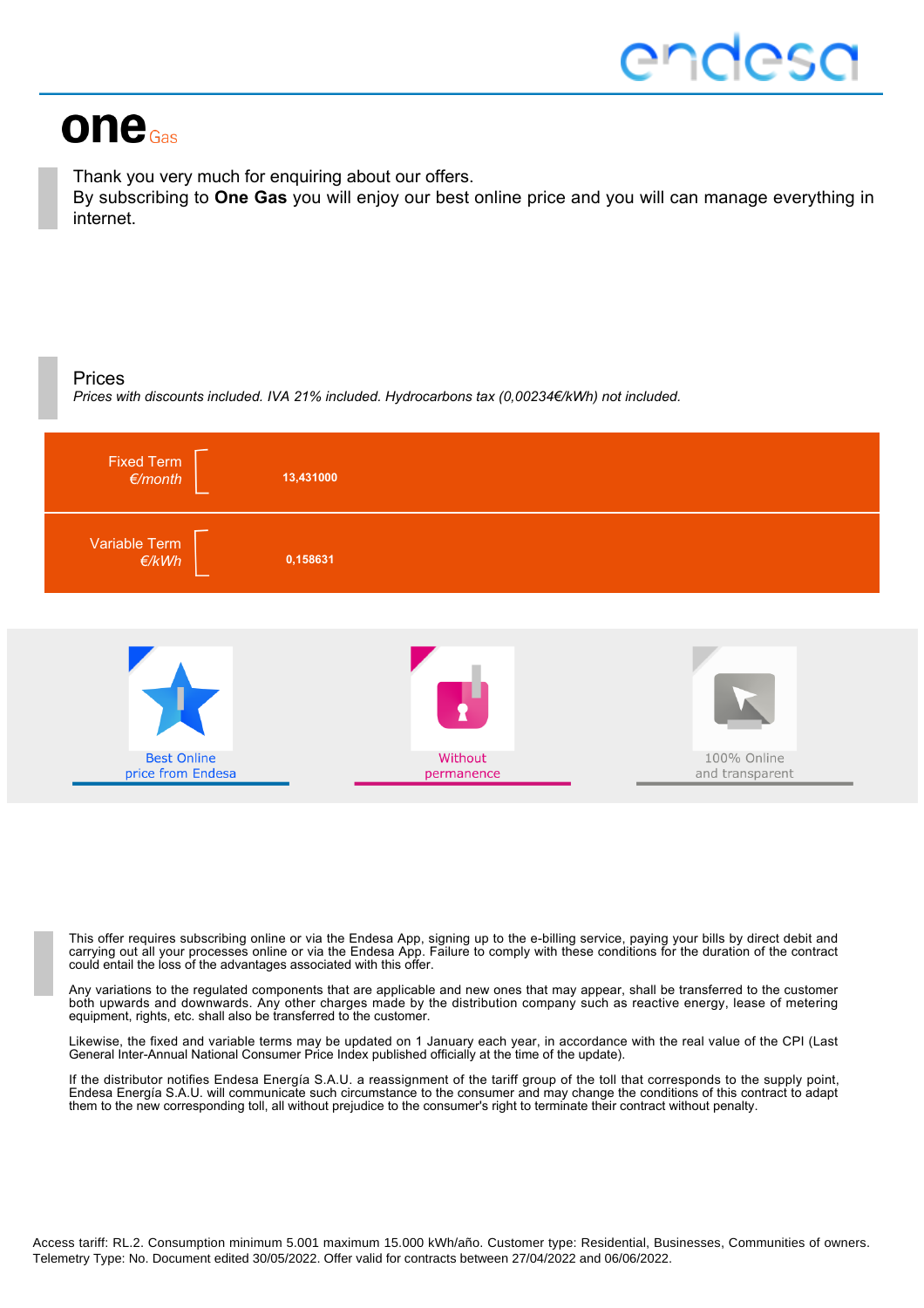# one Gas

Thank you very much for enquiring about our offers.
By subscribing to **One Gas** you will enjoy our best online price and you will can manage everything in internet.

## Prices

*Prices with discounts included. IVA 21% included. Hydrocarbons tax (0,00234€/kWh) not included.*

| | |
|---|---|
| Fixed Term *€/month* | **13,431000** |
| Variable Term *€/kWh* | **0,158631** |

Best Online price from Endesa

Without permanence

100% Online and transparent

This offer requires subscribing online or via the Endesa App, signing up to the e-billing service, paying your bills by direct debit and carrying out all your processes online or via the Endesa App. Failure to comply with these conditions for the duration of the contract could entail the loss of the advantages associated with this offer.

Any variations to the regulated components that are applicable and new ones that may appear, shall be transferred to the customer both upwards and downwards. Any other charges made by the distribution company such as reactive energy, lease of metering equipment, rights, etc. shall also be transferred to the customer.

Likewise, the fixed and variable terms may be updated on 1 January each year, in accordance with the real value of the CPI (Last General Inter-Annual National Consumer Price Index published officially at the time of the update).

If the distributor notifies Endesa Energía S.A.U. a reassignment of the tariff group of the toll that corresponds to the supply point, Endesa Energía S.A.U. will communicate such circumstance to the consumer and may change the conditions of this contract to adapt them to the new corresponding toll, all without prejudice to the consumer's right to terminate their contract without penalty.

Access tariff: RL.2. Consumption minimum 5.001 maximum 15.000 kWh/año. Customer type: Residential, Businesses, Communities of owners. Telemetry Type: No. Document edited 30/05/2022. Offer valid for contracts between 27/04/2022 and 06/06/2022.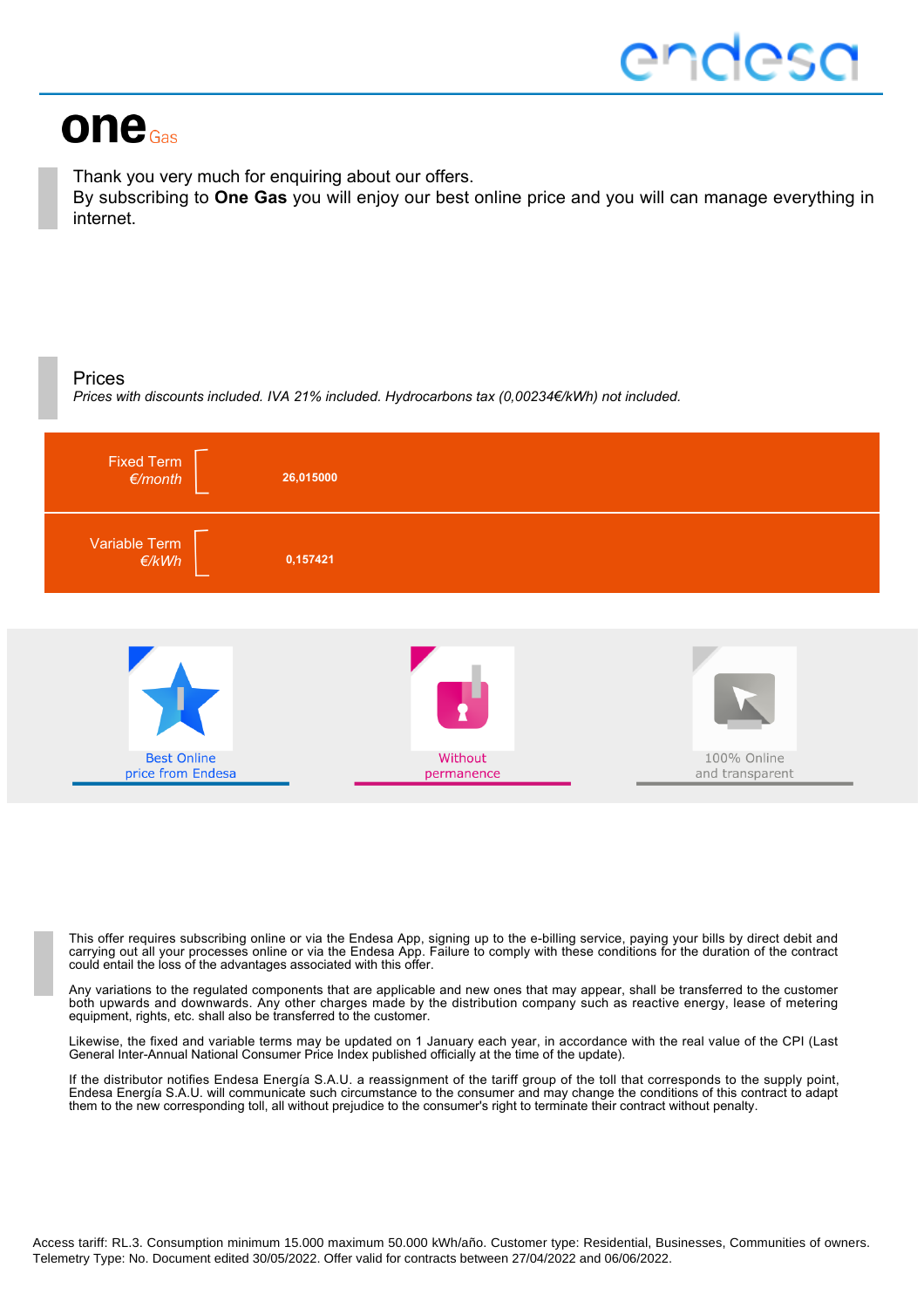# one Gas

Thank you very much for enquiring about our offers.
By subscribing to **One Gas** you will enjoy our best online price and you will can manage everything in internet.

## Prices

*Prices with discounts included. IVA 21% included. Hydrocarbons tax (0,00234€/kWh) not included.*

| | |
|---|---|
| Fixed Term *€/month* | **26,015000** |
| Variable Term *€/kWh* | **0,157421** |

Best Online price from Endesa

Without permanence

100% Online and transparent

This offer requires subscribing online or via the Endesa App, signing up to the e-billing service, paying your bills by direct debit and carrying out all your processes online or via the Endesa App. Failure to comply with these conditions for the duration of the contract could entail the loss of the advantages associated with this offer.

Any variations to the regulated components that are applicable and new ones that may appear, shall be transferred to the customer both upwards and downwards. Any other charges made by the distribution company such as reactive energy, lease of metering equipment, rights, etc. shall also be transferred to the customer.

Likewise, the fixed and variable terms may be updated on 1 January each year, in accordance with the real value of the CPI (Last General Inter-Annual National Consumer Price Index published officially at the time of the update).

If the distributor notifies Endesa Energía S.A.U. a reassignment of the tariff group of the toll that corresponds to the supply point, Endesa Energía S.A.U. will communicate such circumstance to the consumer and may change the conditions of this contract to adapt them to the new corresponding toll, all without prejudice to the consumer's right to terminate their contract without penalty.

Access tariff: RL.3. Consumption minimum 15.000 maximum 50.000 kWh/año. Customer type: Residential, Businesses, Communities of owners. Telemetry Type: No. Document edited 30/05/2022. Offer valid for contracts between 27/04/2022 and 06/06/2022.